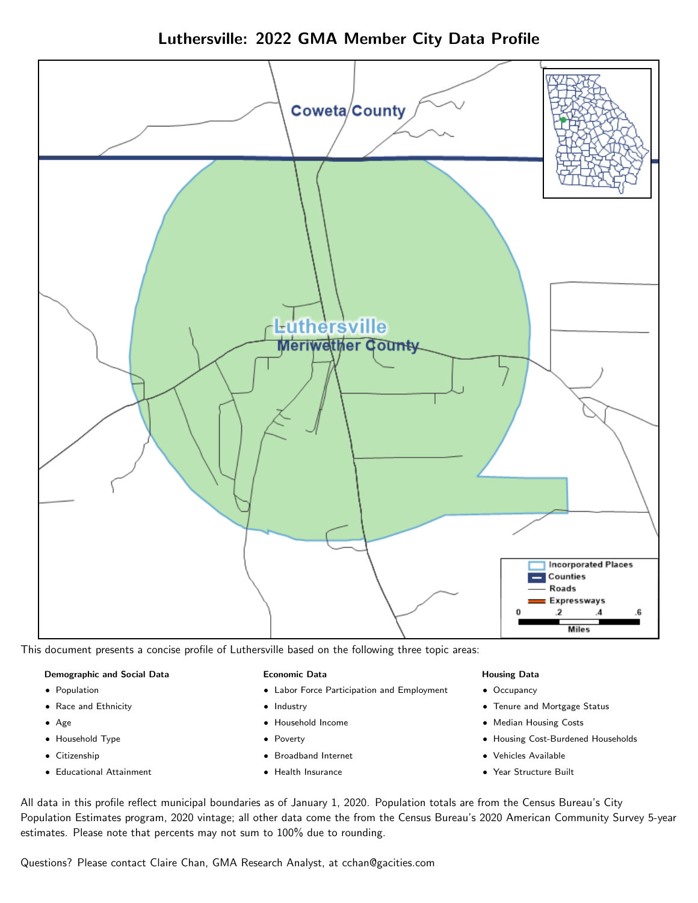# Luthersville: 2022 GMA Member City Data Profile

This document presents a concise profile of Luthersville based on the following three topic areas:

**Demographic and Social Data**

- Population
- Race and Ethnicity
- Age
- Household Type
- Citizenship
- Educational Attainment

**Economic Data**

- Labor Force Participation and Employment
- Industry
- Household Income
- Poverty
- Broadband Internet
- Health Insurance

**Housing Data**

- Occupancy
- Tenure and Mortgage Status
- Median Housing Costs
- Housing Cost-Burdened Households
- Vehicles Available
- Year Structure Built

All data in this profile reflect municipal boundaries as of January 1, 2020. Population totals are from the Census Bureau's City Population Estimates program, 2020 vintage; all other data come the from the Census Bureau's 2020 American Community Survey 5-year estimates. Please note that percents may not sum to 100% due to rounding.

Questions? Please contact Claire Chan, GMA Research Analyst, at cchan@gacities.com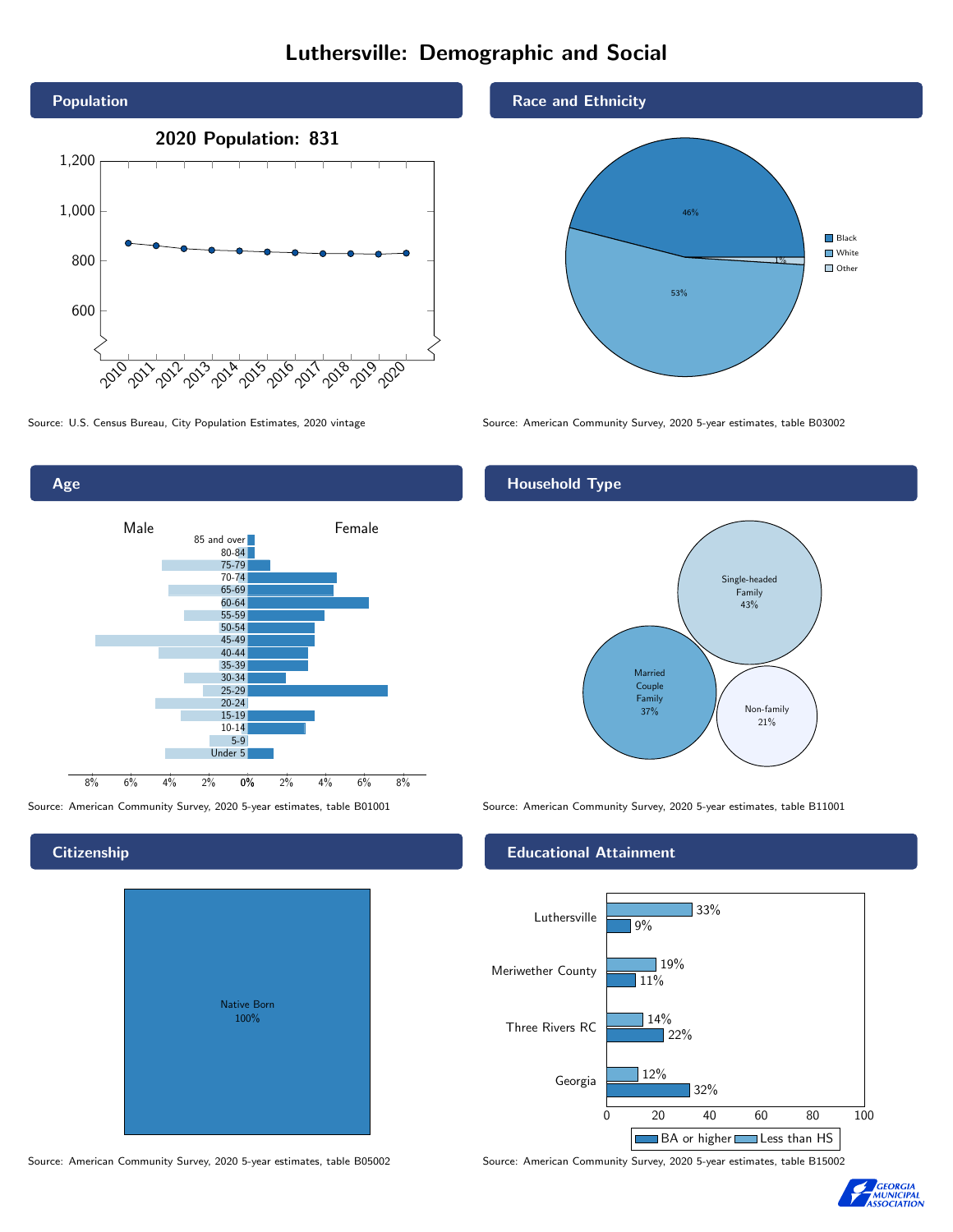# Luthersville: Demographic and Social

## Population

2020 Population: 831

Source: U.S. Census Bureau, City Population Estimates, 2020 vintage

## Race and Ethnicity

| Race | Percent |
|---|---|
| Black | 46% |
| White | 53% |
| Other | 1% |

Source: American Community Survey, 2020 5-year estimates, table B03002

## Age

Source: American Community Survey, 2020 5-year estimates, table B01001

## Household Type

| Household Type | Percent |
|---|---|
| Single-headed Family | 43% |
| Married Couple Family | 37% |
| Non-family | 21% |

Source: American Community Survey, 2020 5-year estimates, table B11001

## Citizenship

Native Born 100%

Source: American Community Survey, 2020 5-year estimates, table B05002

## Educational Attainment

| Area | Less than HS | BA or higher |
|---|---|---|
| Luthersville | 33% | 9% |
| Meriwether County | 19% | 11% |
| Three Rivers RC | 14% | 22% |
| Georgia | 12% | 32% |

Source: American Community Survey, 2020 5-year estimates, table B15002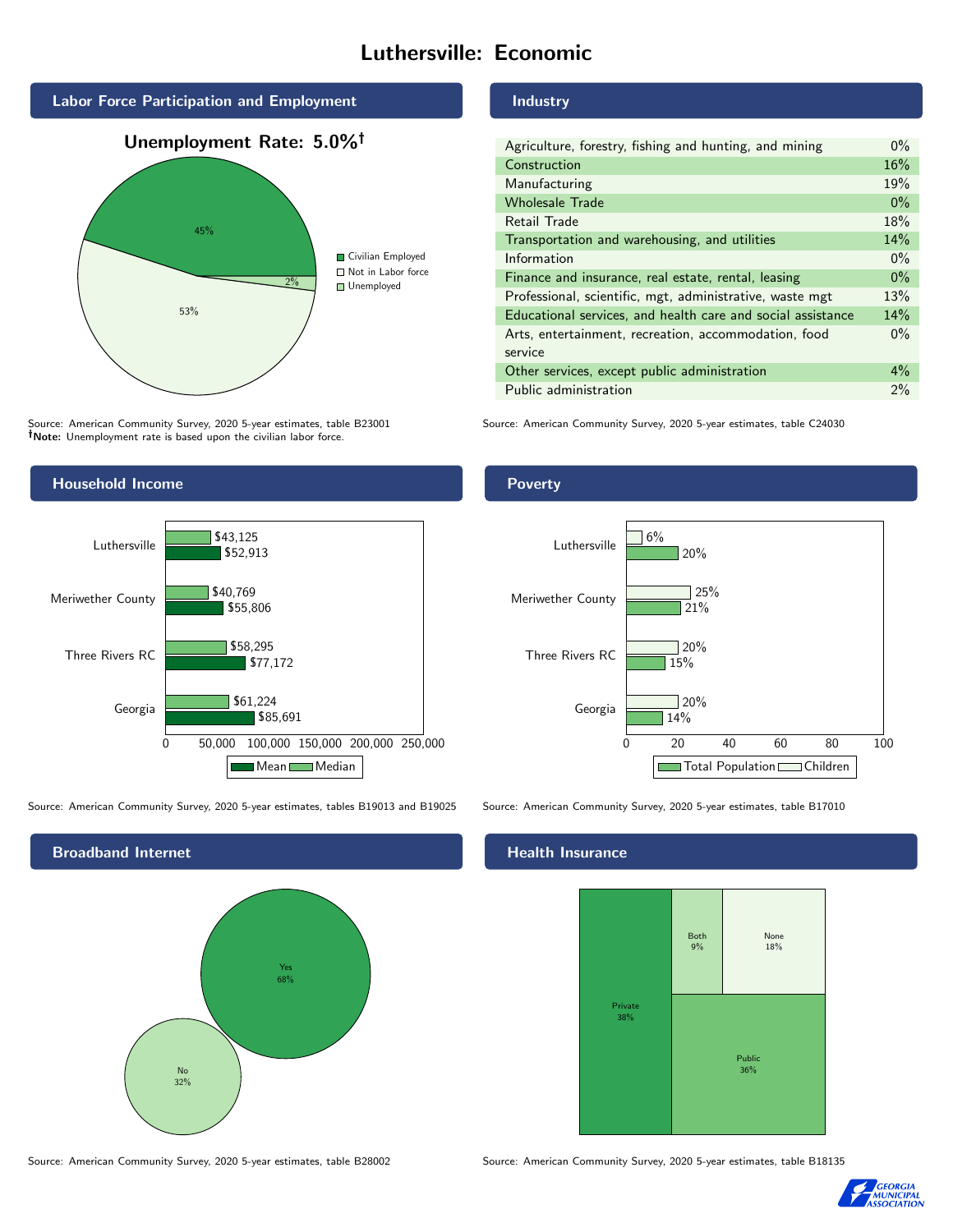# Luthersville: Economic

## Labor Force Participation and Employment

**Unemployment Rate: 5.0%†**

| Category | Percent |
|---|---|
| Civilian Employed | 45% |
| Not in Labor force | 53% |
| Unemployed | 2% |

Source: American Community Survey, 2020 5-year estimates, table B23001
**†Note:** Unemployment rate is based upon the civilian labor force.

## Industry

| Industry | Percent |
|---|---|
| Agriculture, forestry, fishing and hunting, and mining | 0% |
| Construction | 16% |
| Manufacturing | 19% |
| Wholesale Trade | 0% |
| Retail Trade | 18% |
| Transportation and warehousing, and utilities | 14% |
| Information | 0% |
| Finance and insurance, real estate, rental, leasing | 0% |
| Professional, scientific, mgt, administrative, waste mgt | 13% |
| Educational services, and health care and social assistance | 14% |
| Arts, entertainment, recreation, accommodation, food service | 0% |
| Other services, except public administration | 4% |
| Public administration | 2% |

Source: American Community Survey, 2020 5-year estimates, table C24030

## Household Income

| | Median | Mean |
|---|---|---|
| Luthersville | $43,125 | $52,913 |
| Meriwether County | $40,769 | $55,806 |
| Three Rivers RC | $58,295 | $77,172 |
| Georgia | $61,224 | $85,691 |

Source: American Community Survey, 2020 5-year estimates, tables B19013 and B19025

## Poverty

| | Children | Total Population |
|---|---|---|
| Luthersville | 6% | 20% |
| Meriwether County | 25% | 21% |
| Three Rivers RC | 20% | 15% |
| Georgia | 20% | 14% |

Source: American Community Survey, 2020 5-year estimates, table B17010

## Broadband Internet

| | Percent |
|---|---|
| Yes | 68% |
| No | 32% |

Source: American Community Survey, 2020 5-year estimates, table B28002

## Health Insurance

| | Percent |
|---|---|
| Private | 38% |
| Public | 36% |
| Both | 9% |
| None | 18% |

Source: American Community Survey, 2020 5-year estimates, table B18135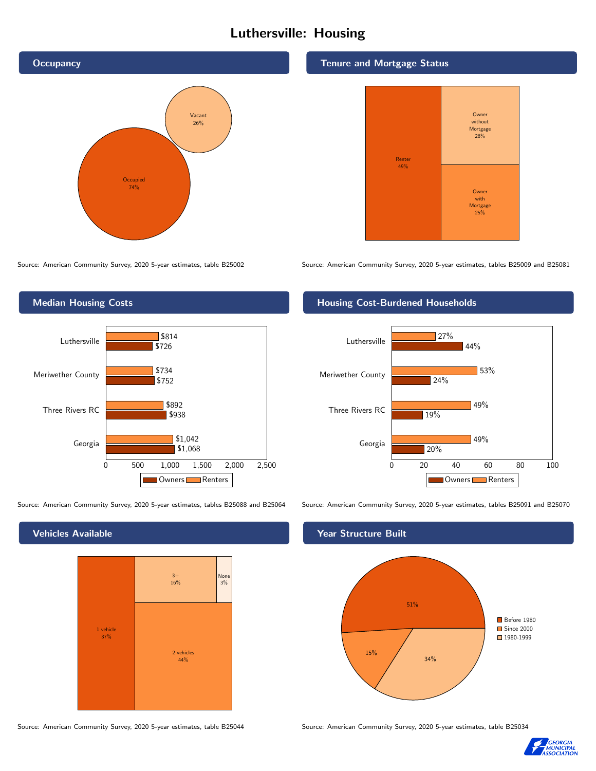# Luthersville: Housing

## Occupancy

Vacant
26%

Occupied
74%

Source: American Community Survey, 2020 5-year estimates, table B25002

## Tenure and Mortgage Status

Renter
49%

Owner without Mortgage
26%

Owner with Mortgage
25%

Source: American Community Survey, 2020 5-year estimates, tables B25009 and B25081

## Median Housing Costs

Luthersville
$814
$726

Meriwether County
$734
$752

Three Rivers RC
$892
$938

Georgia
$1,042
$1,068

0 500 1,000 1,500 2,000 2,500

Owners Renters

Source: American Community Survey, 2020 5-year estimates, tables B25088 and B25064

## Housing Cost-Burdened Households

Luthersville
27%
44%

Meriwether County
53%
24%

Three Rivers RC
49%
19%

Georgia
49%
20%

0 20 40 60 80 100

Owners Renters

Source: American Community Survey, 2020 5-year estimates, tables B25091 and B25070

## Vehicles Available

1 vehicle
37%

3+
16%

None
3%

2 vehicles
44%

Source: American Community Survey, 2020 5-year estimates, table B25044

## Year Structure Built

51%

15%

34%

Before 1980
Since 2000
1980-1999

Source: American Community Survey, 2020 5-year estimates, table B25034

GEORGIA MUNICIPAL ASSOCIATION